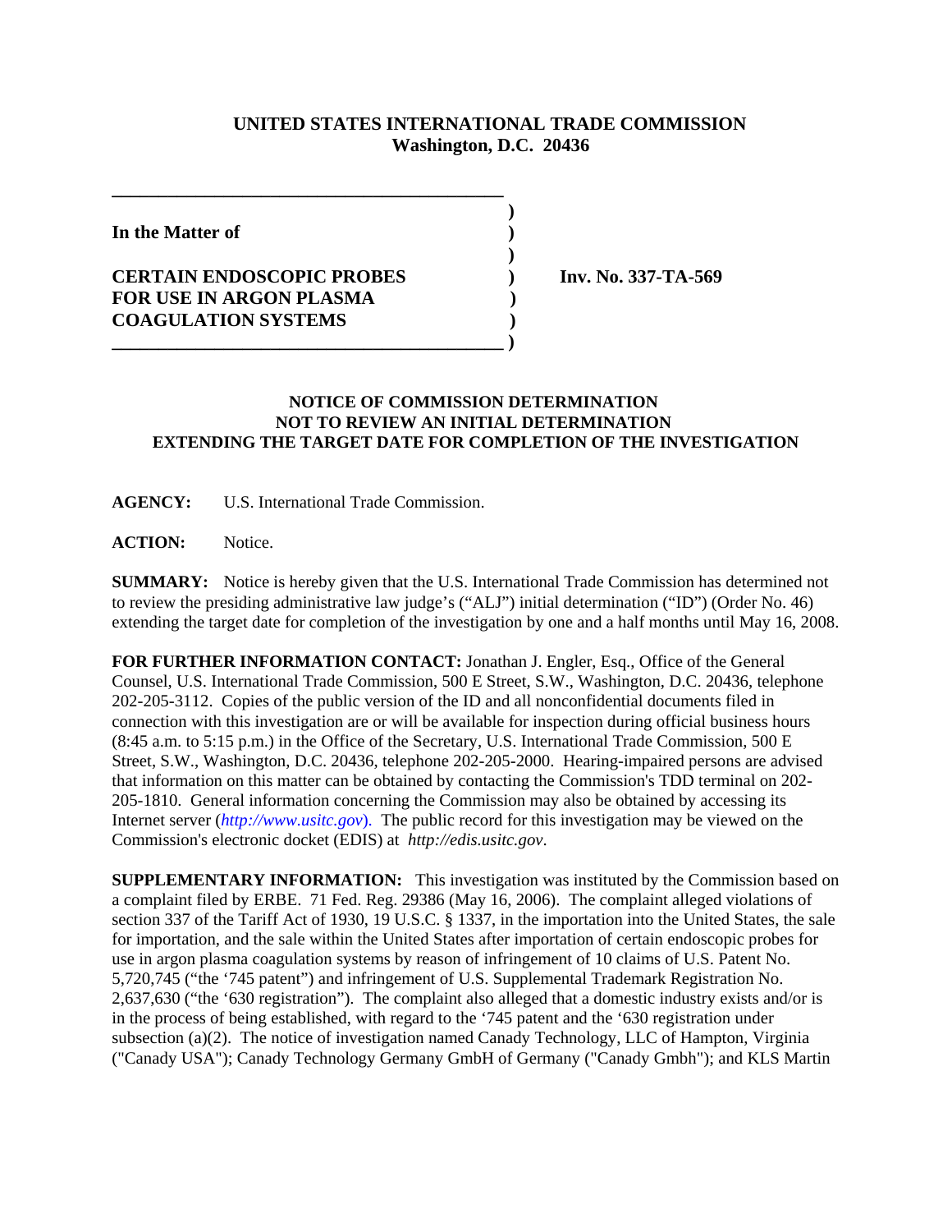**UNITED STATES INTERNATIONAL TRADE COMMISSION**
**Washington, D.C. 20436**

| | |
|---|---|
| **In the Matter of** | |
| **CERTAIN ENDOSCOPIC PROBES FOR USE IN ARGON PLASMA COAGULATION SYSTEMS** | **Inv. No. 337-TA-569** |

**NOTICE OF COMMISSION DETERMINATION NOT TO REVIEW AN INITIAL DETERMINATION EXTENDING THE TARGET DATE FOR COMPLETION OF THE INVESTIGATION**

**AGENCY:** U.S. International Trade Commission.

**ACTION:** Notice.

**SUMMARY:** Notice is hereby given that the U.S. International Trade Commission has determined not to review the presiding administrative law judge's ("ALJ") initial determination ("ID") (Order No. 46) extending the target date for completion of the investigation by one and a half months until May 16, 2008.

**FOR FURTHER INFORMATION CONTACT:** Jonathan J. Engler, Esq., Office of the General Counsel, U.S. International Trade Commission, 500 E Street, S.W., Washington, D.C. 20436, telephone 202-205-3112. Copies of the public version of the ID and all nonconfidential documents filed in connection with this investigation are or will be available for inspection during official business hours (8:45 a.m. to 5:15 p.m.) in the Office of the Secretary, U.S. International Trade Commission, 500 E Street, S.W., Washington, D.C. 20436, telephone 202-205-2000. Hearing-impaired persons are advised that information on this matter can be obtained by contacting the Commission's TDD terminal on 202-205-1810. General information concerning the Commission may also be obtained by accessing its Internet server (*http://www.usitc.gov*). The public record for this investigation may be viewed on the Commission's electronic docket (EDIS) at *http://edis.usitc.gov*.

**SUPPLEMENTARY INFORMATION:** This investigation was instituted by the Commission based on a complaint filed by ERBE. 71 Fed. Reg. 29386 (May 16, 2006). The complaint alleged violations of section 337 of the Tariff Act of 1930, 19 U.S.C. § 1337, in the importation into the United States, the sale for importation, and the sale within the United States after importation of certain endoscopic probes for use in argon plasma coagulation systems by reason of infringement of 10 claims of U.S. Patent No. 5,720,745 ("the '745 patent") and infringement of U.S. Supplemental Trademark Registration No. 2,637,630 ("the '630 registration"). The complaint also alleged that a domestic industry exists and/or is in the process of being established, with regard to the '745 patent and the '630 registration under subsection (a)(2). The notice of investigation named Canady Technology, LLC of Hampton, Virginia ("Canady USA"); Canady Technology Germany GmbH of Germany ("Canady Gmbh"); and KLS Martin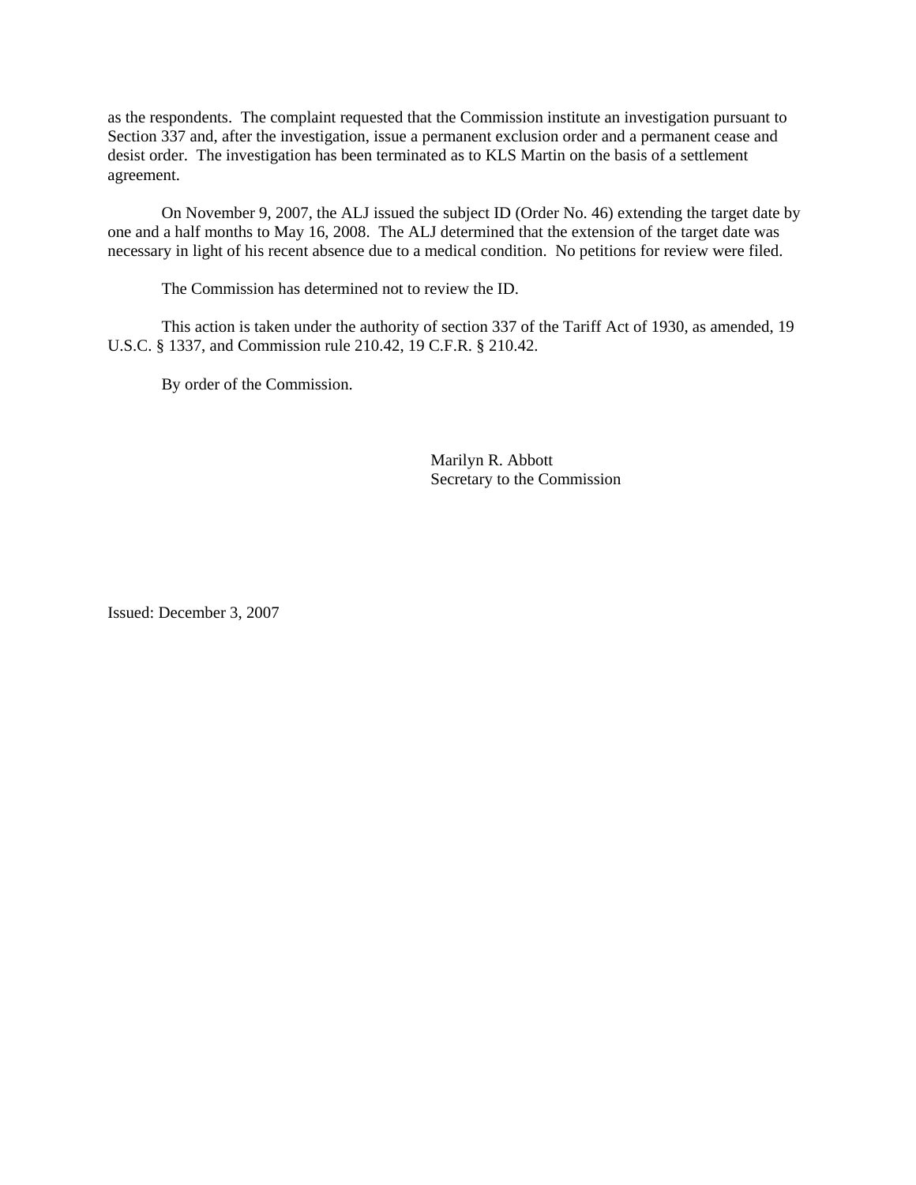as the respondents. The complaint requested that the Commission institute an investigation pursuant to Section 337 and, after the investigation, issue a permanent exclusion order and a permanent cease and desist order. The investigation has been terminated as to KLS Martin on the basis of a settlement agreement.

On November 9, 2007, the ALJ issued the subject ID (Order No. 46) extending the target date by one and a half months to May 16, 2008. The ALJ determined that the extension of the target date was necessary in light of his recent absence due to a medical condition. No petitions for review were filed.

The Commission has determined not to review the ID.

This action is taken under the authority of section 337 of the Tariff Act of 1930, as amended, 19 U.S.C. § 1337, and Commission rule 210.42, 19 C.F.R. § 210.42.

By order of the Commission.

Marilyn R. Abbott
Secretary to the Commission

Issued: December 3, 2007